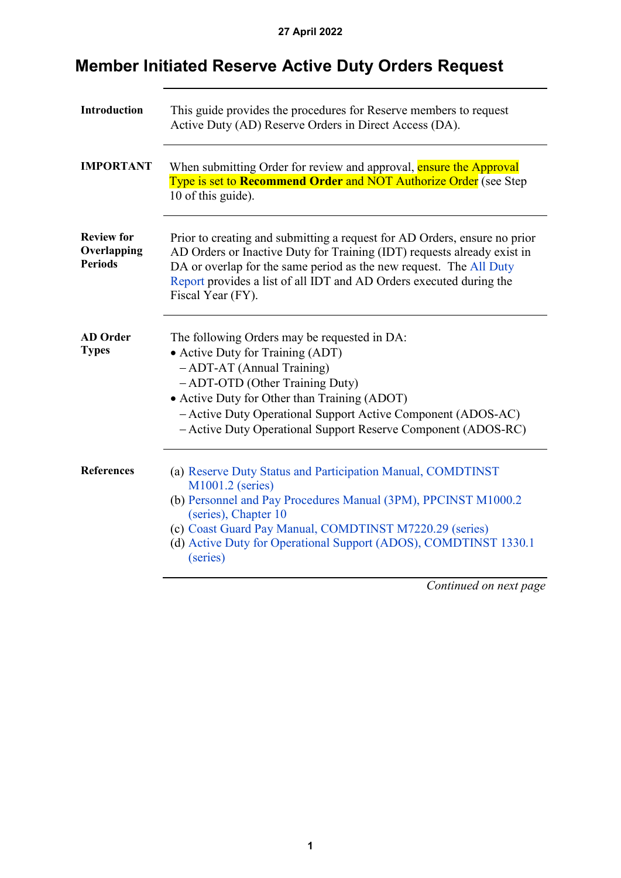27 April 2022

# Member Initiated Reserve Active Duty Orders Request

| | |
|---|---|
| **Introduction** | This guide provides the procedures for Reserve members to request Active Duty (AD) Reserve Orders in Direct Access (DA). |
| **IMPORTANT** | When submitting Order for review and approval, ensure the Approval Type is set to **Recommend Order** and NOT Authorize Order (see Step 10 of this guide). |
| **Review for Overlapping Periods** | Prior to creating and submitting a request for AD Orders, ensure no prior AD Orders or Inactive Duty for Training (IDT) requests already exist in DA or overlap for the same period as the new request. The All Duty Report provides a list of all IDT and AD Orders executed during the Fiscal Year (FY). |
| **AD Order Types** | The following Orders may be requested in DA:<br>• Active Duty for Training (ADT)<br>– ADT-AT (Annual Training)<br>– ADT-OTD (Other Training Duty)<br>• Active Duty for Other than Training (ADOT)<br>– Active Duty Operational Support Active Component (ADOS-AC)<br>– Active Duty Operational Support Reserve Component (ADOS-RC) |
| **References** | (a) Reserve Duty Status and Participation Manual, COMDTINST M1001.2 (series)<br>(b) Personnel and Pay Procedures Manual (3PM), PPCINST M1000.2 (series), Chapter 10<br>(c) Coast Guard Pay Manual, COMDTINST M7220.29 (series)<br>(d) Active Duty for Operational Support (ADOS), COMDTINST 1330.1 (series) |

*Continued on next page*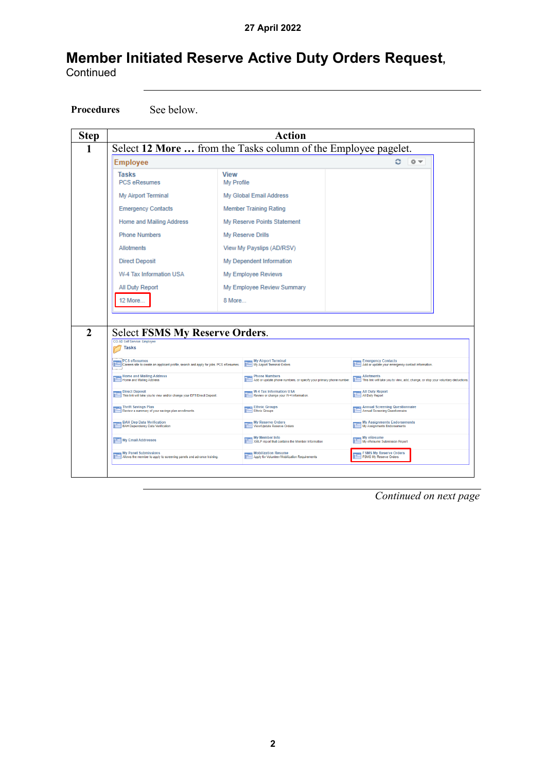27 April 2022

# Member Initiated Reserve Active Duty Orders Request, Continued

**Procedures** See below.

| Step | Action |
|---|---|
| 1 | Select **12 More …** from the Tasks column of the Employee pagelet. |
| 2 | Select **FSMS My Reserve Orders**. |

*Continued on next page*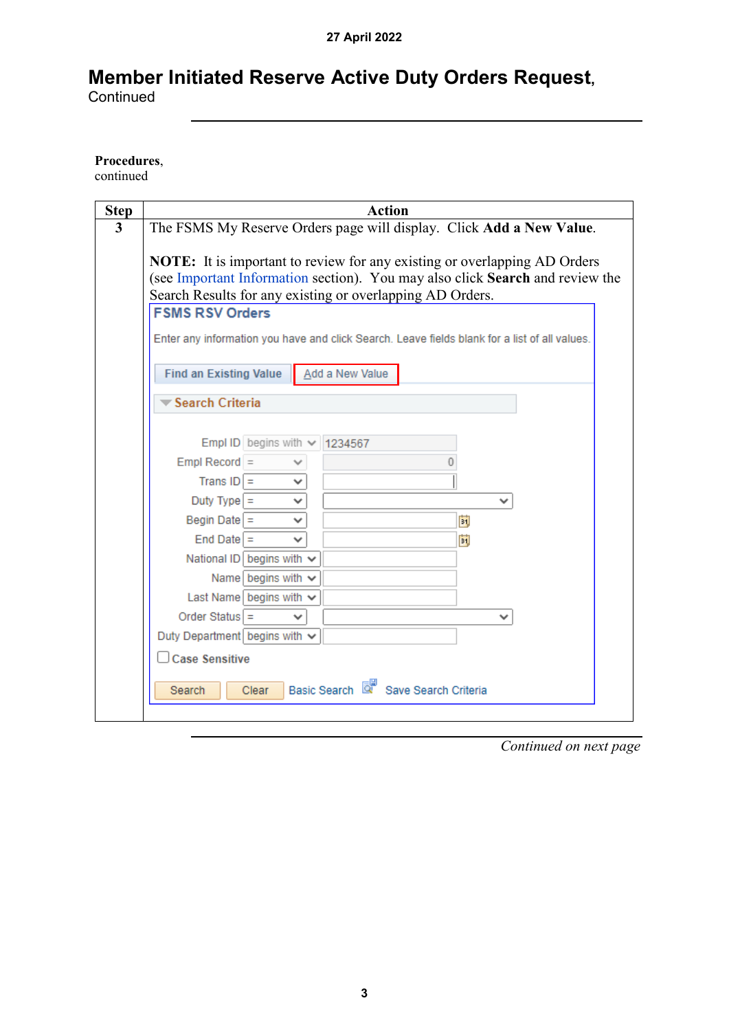27 April 2022

# Member Initiated Reserve Active Duty Orders Request, Continued

**Procedures**, continued

| Step | Action |
|---|---|
| 3 | The FSMS My Reserve Orders page will display. Click **Add a New Value**.<br><br>**NOTE:** It is important to review for any existing or overlapping AD Orders (see Important Information section). You may also click **Search** and review the Search Results for any existing or overlapping AD Orders.<br><br>**FSMS RSV Orders**<br>Enter any information you have and click Search. Leave fields blank for a list of all values.<br>Find an Existing Value \| Add a New Value<br>Search Criteria<br>Empl ID begins with 1234567<br>Empl Record = 0<br>Trans ID =<br>Duty Type =<br>Begin Date =<br>End Date =<br>National ID begins with<br>Name begins with<br>Last Name begins with<br>Order Status =<br>Duty Department begins with<br>Case Sensitive<br>Search Clear Basic Search Save Search Criteria |

*Continued on next page*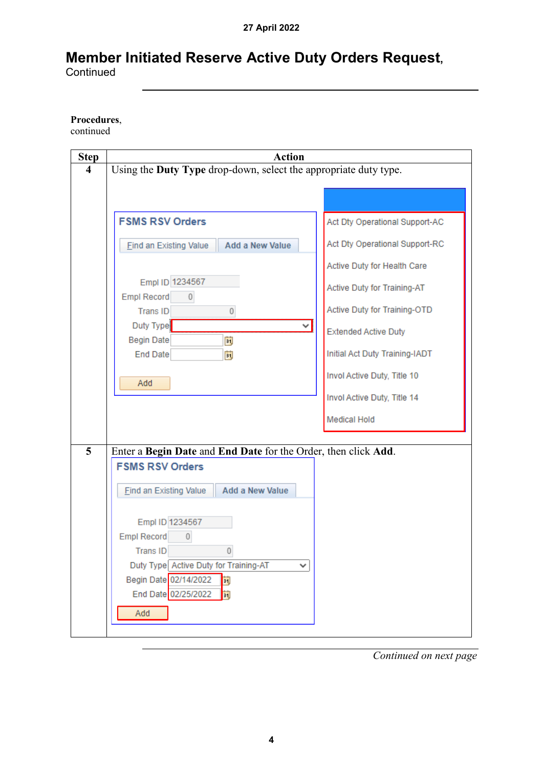# Member Initiated Reserve Active Duty Orders Request, Continued

**Procedures**, continued

| Step | Action |
|---|---|
| 4 | Using the **Duty Type** drop-down, select the appropriate duty type.<br><br>FSMS RSV Orders<br>Find an Existing Value / Add a New Value<br>Empl ID 1234567<br>Empl Record 0<br>Trans ID 0<br>Duty Type<br>Begin Date<br>End Date<br>Add<br><br>Act Dty Operational Support-AC<br>Act Dty Operational Support-RC<br>Active Duty for Health Care<br>Active Duty for Training-AT<br>Active Duty for Training-OTD<br>Extended Active Duty<br>Initial Act Duty Training-IADT<br>Invol Active Duty, Title 10<br>Invol Active Duty, Title 14<br>Medical Hold |
| 5 | Enter a **Begin Date** and **End Date** for the Order, then click **Add**.<br><br>FSMS RSV Orders<br>Find an Existing Value / Add a New Value<br>Empl ID 1234567<br>Empl Record 0<br>Trans ID 0<br>Duty Type Active Duty for Training-AT<br>Begin Date 02/14/2022<br>End Date 02/25/2022<br>Add |

*Continued on next page*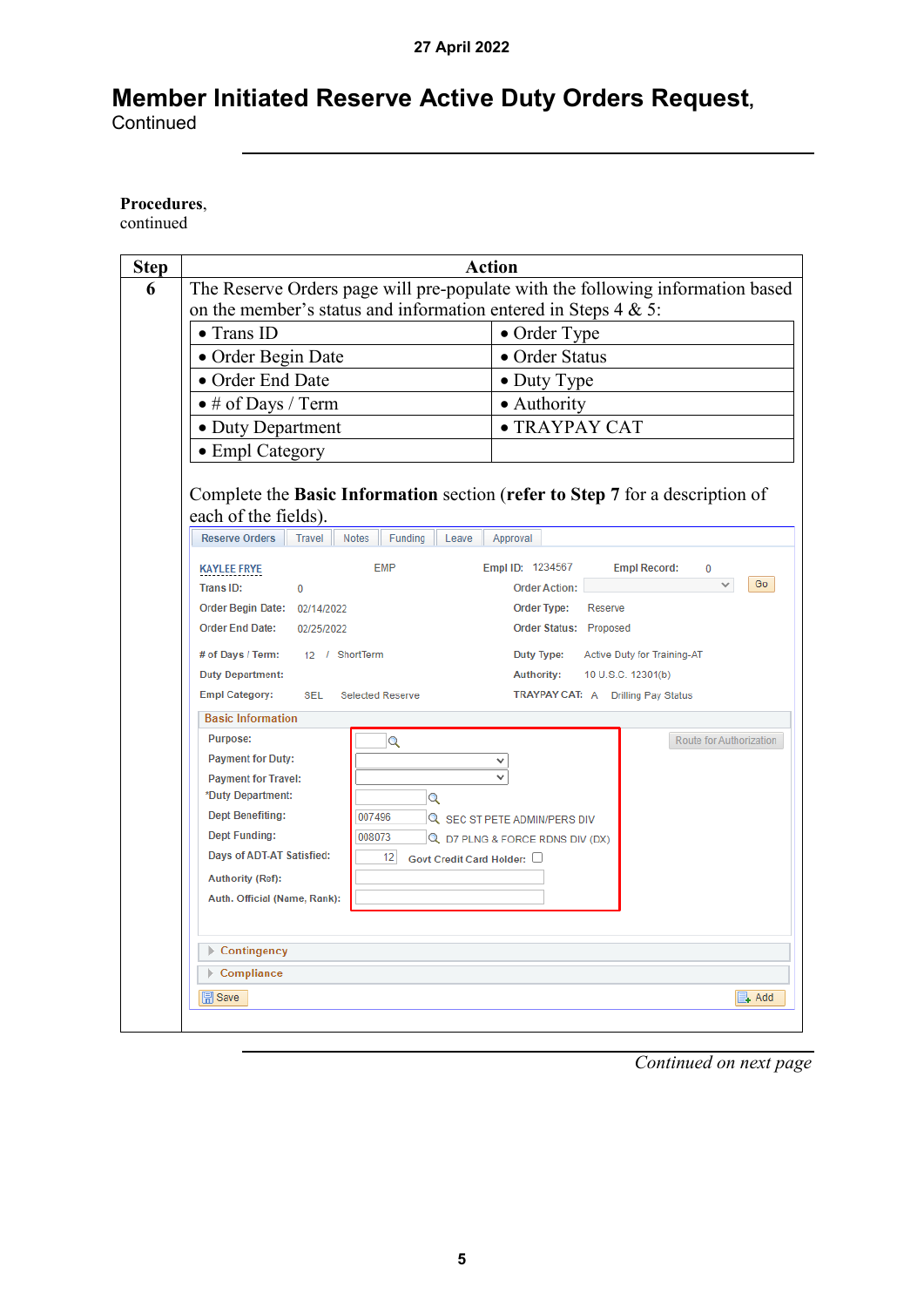# Member Initiated Reserve Active Duty Orders Request, Continued

**Procedures**, continued

| Step | Action |
|---|---|
| 6 | The Reserve Orders page will pre-populate with the following information based on the member's status and information entered in Steps 4 & 5: |

| | |
|---|---|
| • Trans ID | • Order Type |
| • Order Begin Date | • Order Status |
| • Order End Date | • Duty Type |
| • # of Days / Term | • Authority |
| • Duty Department | • TRAYPAY CAT |
| • Empl Category | |

Complete the **Basic Information** section (**refer to Step 7** for a description of each of the fields).

Reserve Orders | Travel | Notes | Funding | Leave | Approval

KAYLEE FRYE    EMP    Empl ID: 1234567    Empl Record: 0

| | | | |
|---|---|---|---|
| Trans ID: | 0 | Order Action: | |
| Order Begin Date: | 02/14/2022 | Order Type: | Reserve |
| Order End Date: | 02/25/2022 | Order Status: | Proposed |
| # of Days / Term: | 12 / ShortTerm | Duty Type: | Active Duty for Training-AT |
| Duty Department: | | Authority: | 10 U.S.C. 12301(b) |
| Empl Category: | SEL Selected Reserve | TRAYPAY CAT: | A Drilling Pay Status |

**Basic Information**

| Field | Value |
|---|---|
| Purpose: | |
| Payment for Duty: | |
| Payment for Travel: | |
| *Duty Department: | |
| Dept Benefiting: | 007496 SEC ST PETE ADMIN/PERS DIV |
| Dept Funding: | 008073 D7 PLNG & FORCE RDNS DIV (DX) |
| Days of ADT-AT Satisfied: | 12 Govt Credit Card Holder: ☐ |
| Authority (Ref): | |
| Auth. Official (Name, Rank): | |

Route for Authorization

Contingency

Compliance

Save    Add

*Continued on next page*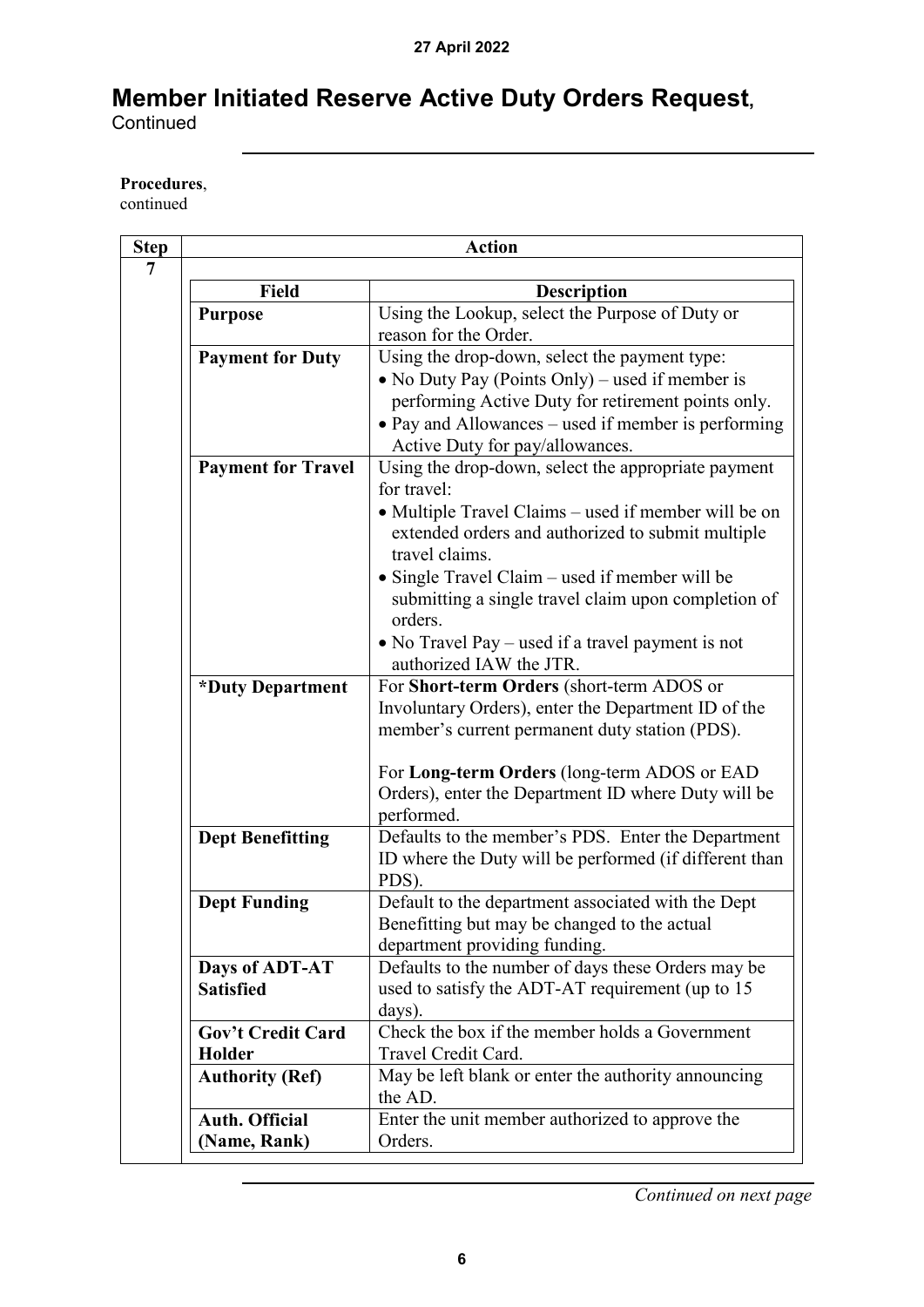# Member Initiated Reserve Active Duty Orders Request, Continued

**Procedures**, continued

| Step | Action |
|---|---|
| 7 | |

| Field | Description |
|---|---|
| **Purpose** | Using the Lookup, select the Purpose of Duty or reason for the Order. |
| **Payment for Duty** | Using the drop-down, select the payment type:<br>• No Duty Pay (Points Only) – used if member is performing Active Duty for retirement points only.<br>• Pay and Allowances – used if member is performing Active Duty for pay/allowances. |
| **Payment for Travel** | Using the drop-down, select the appropriate payment for travel:<br>• Multiple Travel Claims – used if member will be on extended orders and authorized to submit multiple travel claims.<br>• Single Travel Claim – used if member will be submitting a single travel claim upon completion of orders.<br>• No Travel Pay – used if a travel payment is not authorized IAW the JTR. |
| **\*Duty Department** | For **Short-term Orders** (short-term ADOS or Involuntary Orders), enter the Department ID of the member's current permanent duty station (PDS).<br><br>For **Long-term Orders** (long-term ADOS or EAD Orders), enter the Department ID where Duty will be performed. |
| **Dept Benefitting** | Defaults to the member's PDS. Enter the Department ID where the Duty will be performed (if different than PDS). |
| **Dept Funding** | Default to the department associated with the Dept Benefitting but may be changed to the actual department providing funding. |
| **Days of ADT-AT Satisfied** | Defaults to the number of days these Orders may be used to satisfy the ADT-AT requirement (up to 15 days). |
| **Gov't Credit Card Holder** | Check the box if the member holds a Government Travel Credit Card. |
| **Authority (Ref)** | May be left blank or enter the authority announcing the AD. |
| **Auth. Official (Name, Rank)** | Enter the unit member authorized to approve the Orders. |

*Continued on next page*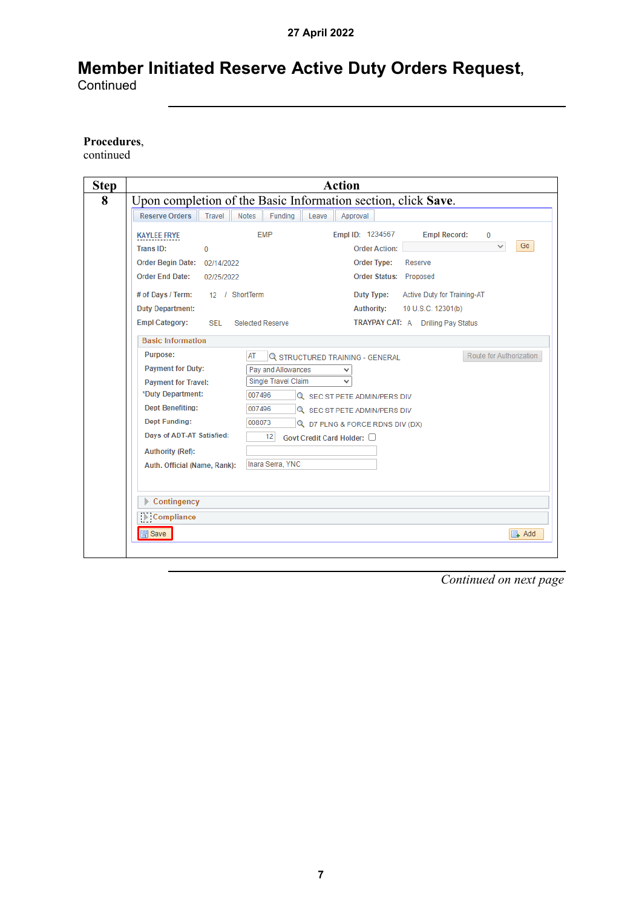# Member Initiated Reserve Active Duty Orders Request, Continued

**Procedures**, continued

| Step | Action |
|---|---|
| 8 | Upon completion of the Basic Information section, click **Save**. |

*Continued on next page*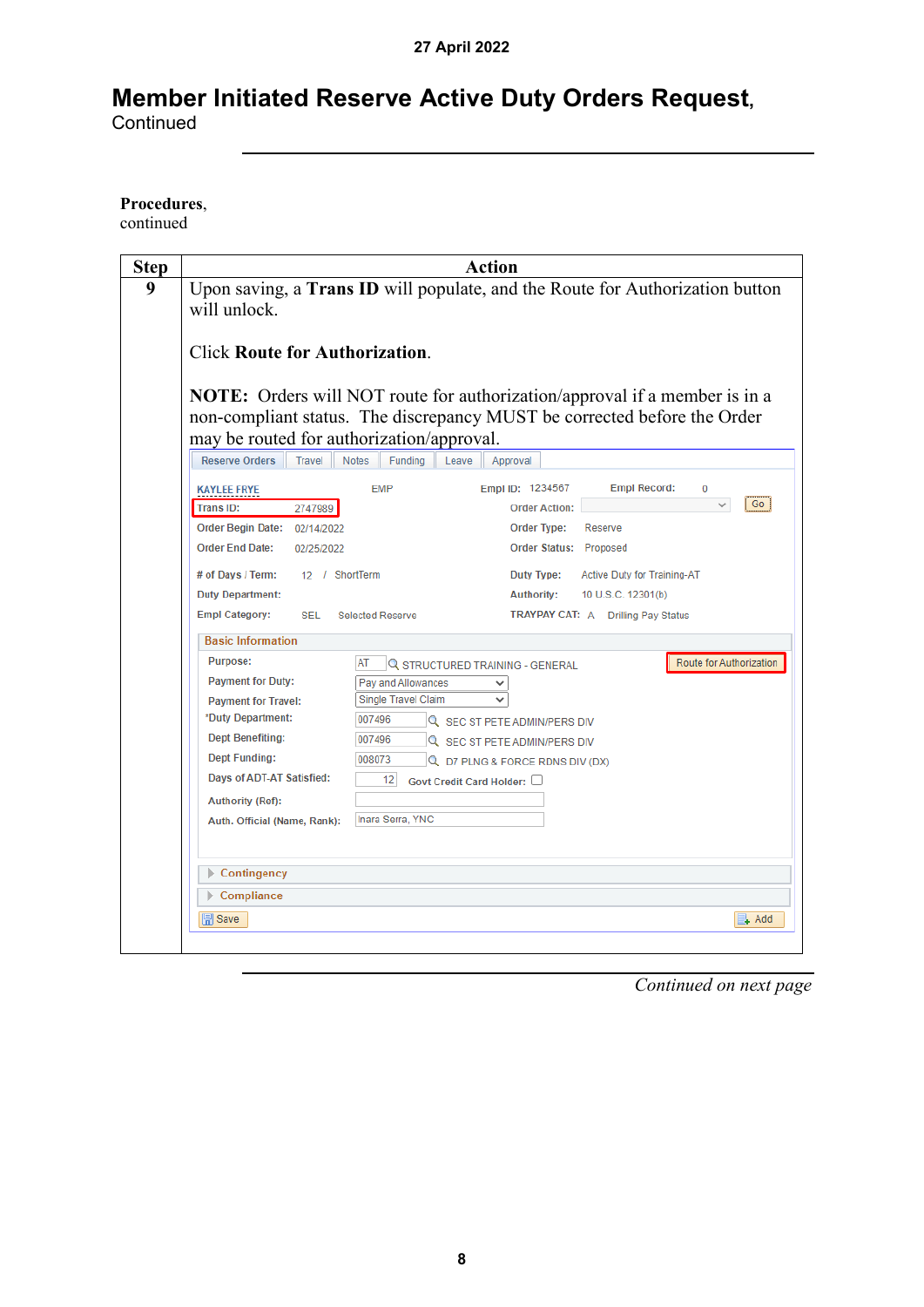27 April 2022

# Member Initiated Reserve Active Duty Orders Request, Continued

**Procedures**, continued

| Step | Action |
|---|---|
| 9 | Upon saving, a **Trans ID** will populate, and the Route for Authorization button will unlock.<br><br>Click **Route for Authorization**.<br><br>**NOTE:** Orders will NOT route for authorization/approval if a member is in a non-compliant status. The discrepancy MUST be corrected before the Order may be routed for authorization/approval. |

*Continued on next page*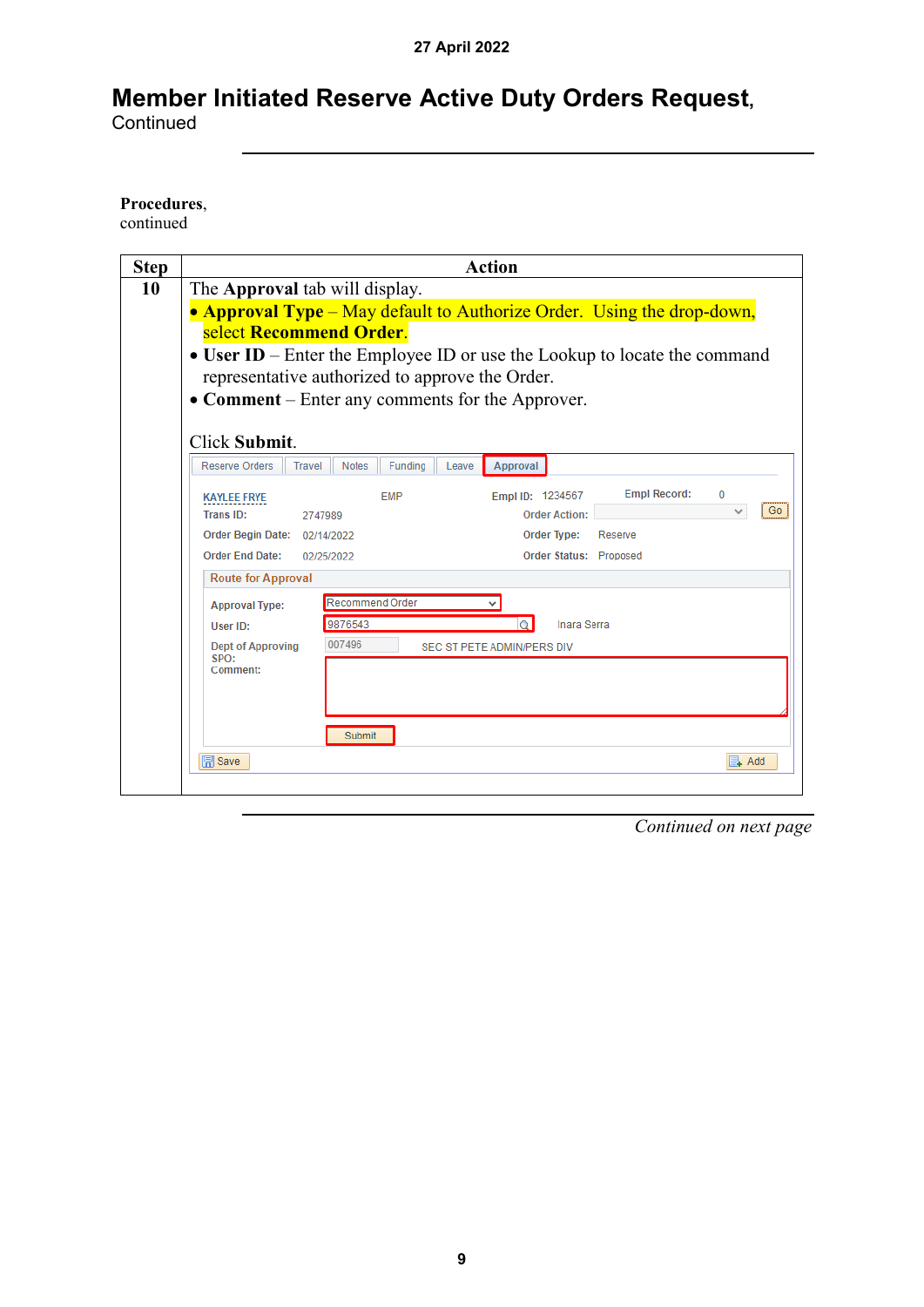# Member Initiated Reserve Active Duty Orders Request, Continued

**Procedures**, continued

| Step | Action |
|---|---|
| 10 | The **Approval** tab will display.<br>• **Approval Type** – May default to Authorize Order. Using the drop-down, select **Recommend Order**.<br>• **User ID** – Enter the Employee ID or use the Lookup to locate the command representative authorized to approve the Order.<br>• **Comment** – Enter any comments for the Approver.<br><br>Click **Submit**. |

*Continued on next page*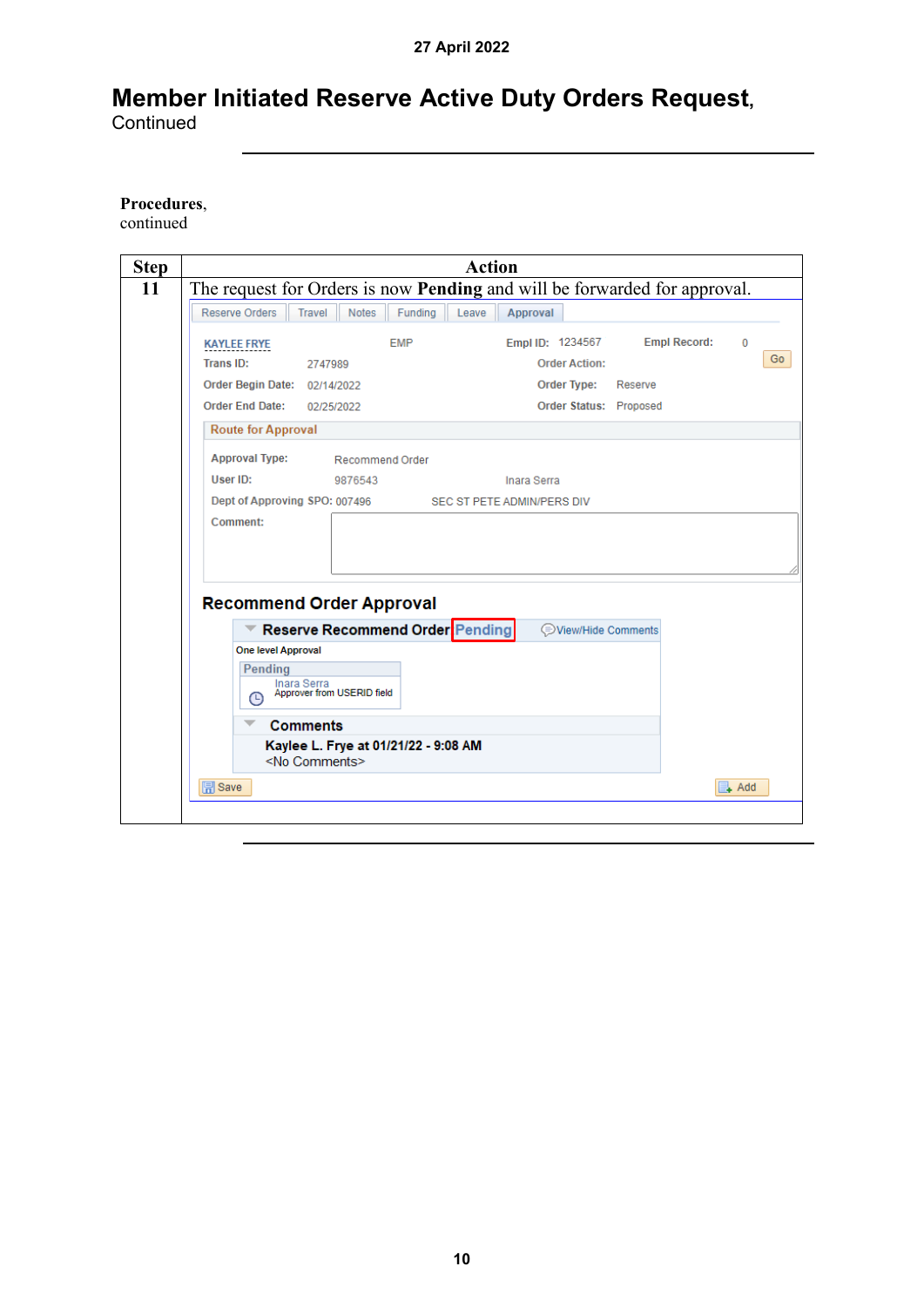# Member Initiated Reserve Active Duty Orders Request, Continued

**Procedures**, continued

| Step | Action |
|---|---|
| 11 | The request for Orders is now **Pending** and will be forwarded for approval. |

Reserve Orders | Travel | Notes | Funding | Leave | Approval

KAYLEE FRYE EMP Empl ID: 1234567 Empl Record: 0

Trans ID: 2747989 Order Action: Go

Order Begin Date: 02/14/2022 Order Type: Reserve

Order End Date: 02/25/2022 Order Status: Proposed

Route for Approval

Approval Type: Recommend Order

User ID: 9876543 Inara Serra

Dept of Approving SPO: 007496 SEC ST PETE ADMIN/PERS DIV

Comment:

Recommend Order Approval

Reserve Recommend Order Pending View/Hide Comments

One level Approval

Pending

Inara Serra

Approver from USERID field

Comments

Kaylee L. Frye at 01/21/22 - 9:08 AM

<No Comments>

Save Add